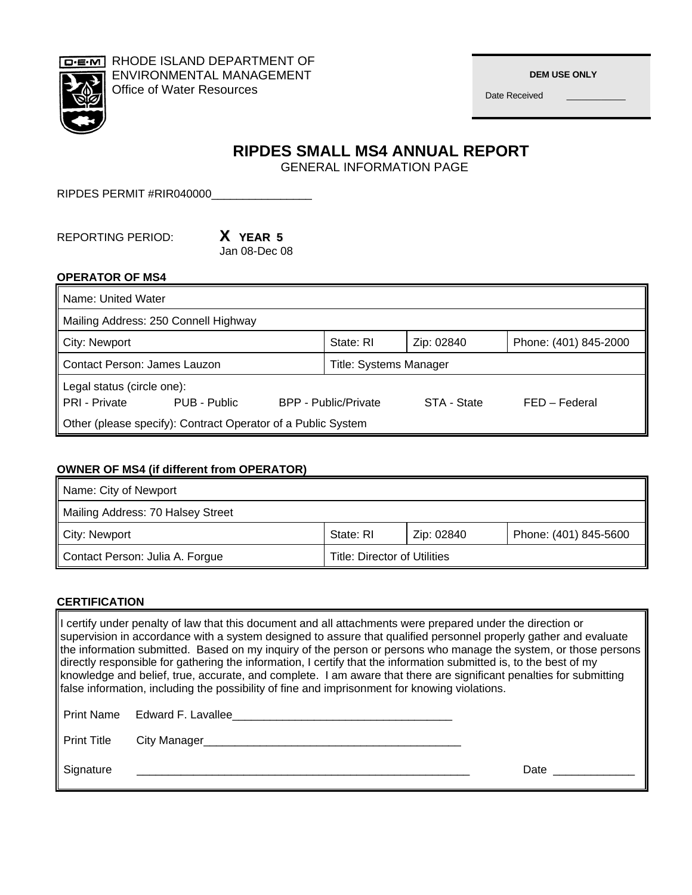RHODE ISLAND DEPARTMENT OF ENVIRONMENTAL MANAGEMENT
Office of Water Resources

| DEM USE ONLY |
|---|
| Date Received ___________ |

# RIPDES SMALL MS4 ANNUAL REPORT

GENERAL INFORMATION PAGE

RIPDES PERMIT #RIR040000_______________

REPORTING PERIOD: **X YEAR 5**
Jan 08-Dec 08

**OPERATOR OF MS4**

| Name: United Water | | | |
|---|---|---|---|
| Mailing Address: 250 Connell Highway | | | |
| City: Newport | State: RI | Zip: 02840 | Phone: (401) 845-2000 |
| Contact Person: James Lauzon | Title: Systems Manager | | |
| Legal status (circle one): PRI - Private PUB - Public BPP - Public/Private STA - State FED – Federal | | | |
| Other (please specify): Contract Operator of a Public System | | | |

**OWNER OF MS4 (if different from OPERATOR)**

| Name: City of Newport | | | |
|---|---|---|---|
| Mailing Address: 70 Halsey Street | | | |
| City: Newport | State: RI | Zip: 02840 | Phone: (401) 845-5600 |
| Contact Person: Julia A. Forgue | Title: Director of Utilities | | |

**CERTIFICATION**

I certify under penalty of law that this document and all attachments were prepared under the direction or supervision in accordance with a system designed to assure that qualified personnel properly gather and evaluate the information submitted. Based on my inquiry of the person or persons who manage the system, or those persons directly responsible for gathering the information, I certify that the information submitted is, to the best of my knowledge and belief, true, accurate, and complete. I am aware that there are significant penalties for submitting false information, including the possibility of fine and imprisonment for knowing violations.

Print Name Edward F. Lavallee___________________________________

Print Title City Manager_________________________________________

Signature _____________________________________________________ Date ____________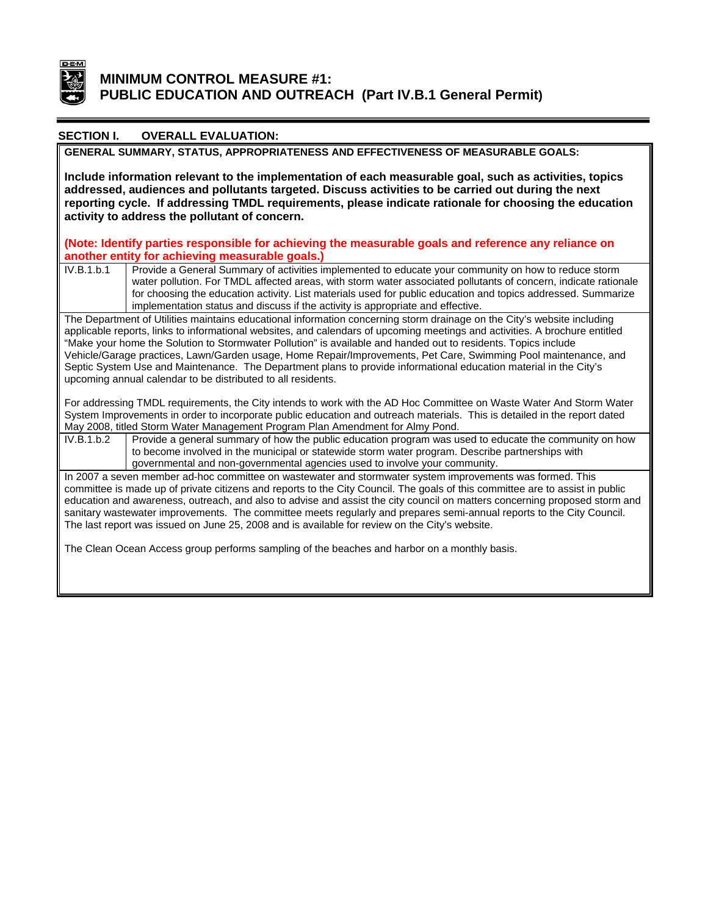# MINIMUM CONTROL MEASURE #1: PUBLIC EDUCATION AND OUTREACH (Part IV.B.1 General Permit)

## SECTION I. OVERALL EVALUATION:

**GENERAL SUMMARY, STATUS, APPROPRIATENESS AND EFFECTIVENESS OF MEASURABLE GOALS:**

**Include information relevant to the implementation of each measurable goal, such as activities, topics addressed, audiences and pollutants targeted. Discuss activities to be carried out during the next reporting cycle. If addressing TMDL requirements, please indicate rationale for choosing the education activity to address the pollutant of concern.**

**(Note: Identify parties responsible for achieving the measurable goals and reference any reliance on another entity for achieving measurable goals.)**

| | |
|---|---|
| IV.B.1.b.1 | Provide a General Summary of activities implemented to educate your community on how to reduce storm water pollution. For TMDL affected areas, with storm water associated pollutants of concern, indicate rationale for choosing the education activity. List materials used for public education and topics addressed. Summarize implementation status and discuss if the activity is appropriate and effective. |

The Department of Utilities maintains educational information concerning storm drainage on the City's website including applicable reports, links to informational websites, and calendars of upcoming meetings and activities. A brochure entitled "Make your home the Solution to Stormwater Pollution" is available and handed out to residents. Topics include Vehicle/Garage practices, Lawn/Garden usage, Home Repair/Improvements, Pet Care, Swimming Pool maintenance, and Septic System Use and Maintenance. The Department plans to provide informational education material in the City's upcoming annual calendar to be distributed to all residents.

For addressing TMDL requirements, the City intends to work with the AD Hoc Committee on Waste Water And Storm Water System Improvements in order to incorporate public education and outreach materials. This is detailed in the report dated May 2008, titled Storm Water Management Program Plan Amendment for Almy Pond.

| | |
|---|---|
| IV.B.1.b.2 | Provide a general summary of how the public education program was used to educate the community on how to become involved in the municipal or statewide storm water program. Describe partnerships with governmental and non-governmental agencies used to involve your community. |

In 2007 a seven member ad-hoc committee on wastewater and stormwater system improvements was formed. This committee is made up of private citizens and reports to the City Council. The goals of this committee are to assist in public education and awareness, outreach, and also to advise and assist the city council on matters concerning proposed storm and sanitary wastewater improvements. The committee meets regularly and prepares semi-annual reports to the City Council. The last report was issued on June 25, 2008 and is available for review on the City's website.

The Clean Ocean Access group performs sampling of the beaches and harbor on a monthly basis.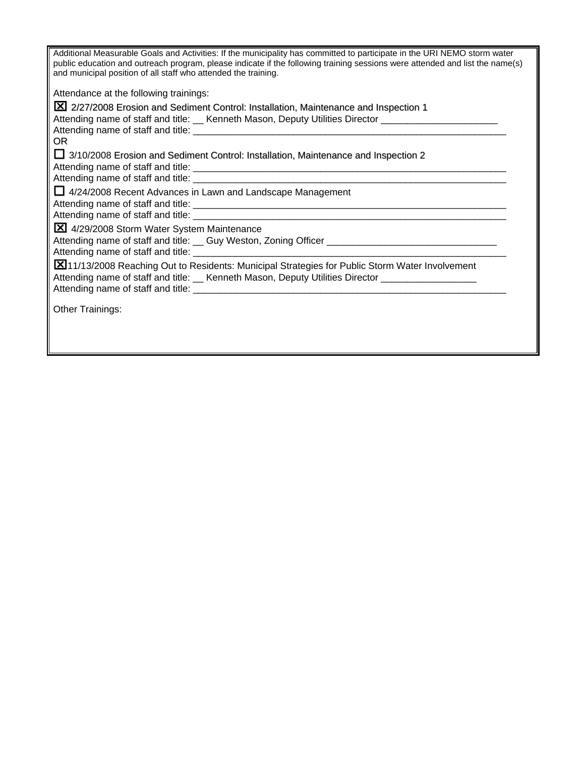Additional Measurable Goals and Activities: If the municipality has committed to participate in the URI NEMO storm water public education and outreach program, please indicate if the following training sessions were attended and list the name(s) and municipal position of all staff who attended the training.

Attendance at the following trainings:

☒ 2/27/2008 Erosion and Sediment Control: Installation, Maintenance and Inspection 1
Attending name of staff and title: __ Kenneth Mason, Deputy Utilities Director ______________________
Attending name of staff and title: ___________________________________________________________
OR

☐ 3/10/2008 Erosion and Sediment Control: Installation, Maintenance and Inspection 2
Attending name of staff and title: ___________________________________________________________
Attending name of staff and title: ___________________________________________________________

☐ 4/24/2008 Recent Advances in Lawn and Landscape Management
Attending name of staff and title: ___________________________________________________________
Attending name of staff and title: ___________________________________________________________

☒ 4/29/2008 Storm Water System Maintenance
Attending name of staff and title: __ Guy Weston, Zoning Officer ________________________________
Attending name of staff and title: ___________________________________________________________

☒ 11/13/2008 Reaching Out to Residents: Municipal Strategies for Public Storm Water Involvement
Attending name of staff and title: __ Kenneth Mason, Deputy Utilities Director __________________
Attending name of staff and title: ___________________________________________________________

Other Trainings: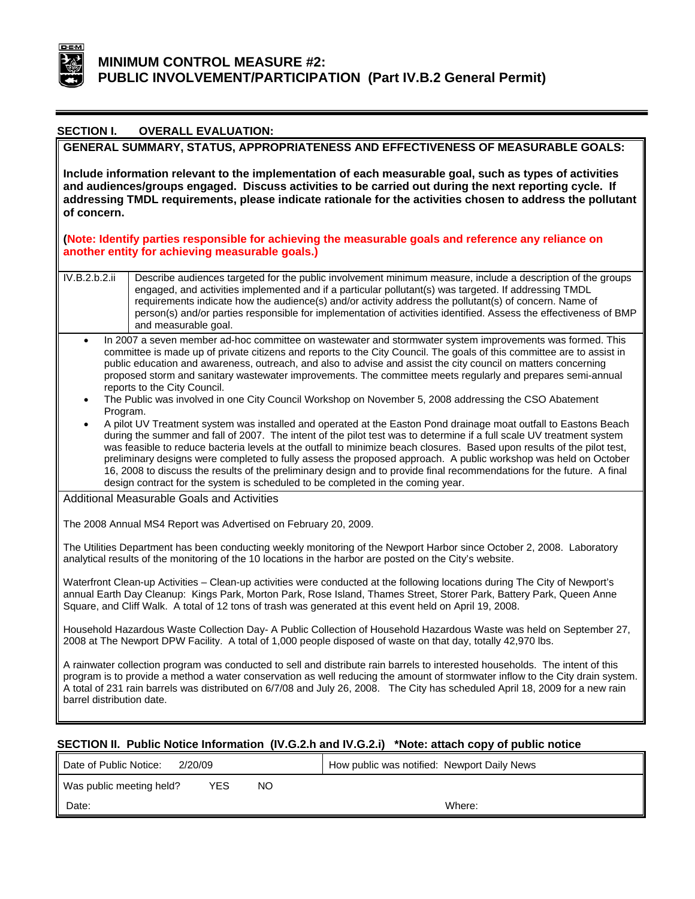# MINIMUM CONTROL MEASURE #2: PUBLIC INVOLVEMENT/PARTICIPATION (Part IV.B.2 General Permit)

## SECTION I. OVERALL EVALUATION:

**GENERAL SUMMARY, STATUS, APPROPRIATENESS AND EFFECTIVENESS OF MEASURABLE GOALS:**

**Include information relevant to the implementation of each measurable goal, such as types of activities and audiences/groups engaged. Discuss activities to be carried out during the next reporting cycle. If addressing TMDL requirements, please indicate rationale for the activities chosen to address the pollutant of concern.**

**(Note: Identify parties responsible for achieving the measurable goals and reference any reliance on another entity for achieving measurable goals.)**

| IV.B.2.b.2.ii | Describe audiences targeted for the public involvement minimum measure, include a description of the groups engaged, and activities implemented and if a particular pollutant(s) was targeted. If addressing TMDL requirements indicate how the audience(s) and/or activity address the pollutant(s) of concern. Name of person(s) and/or parties responsible for implementation of activities identified. Assess the effectiveness of BMP and measurable goal. |
|---|---|

- In 2007 a seven member ad-hoc committee on wastewater and stormwater system improvements was formed. This committee is made up of private citizens and reports to the City Council. The goals of this committee are to assist in public education and awareness, outreach, and also to advise and assist the city council on matters concerning proposed storm and sanitary wastewater improvements. The committee meets regularly and prepares semi-annual reports to the City Council.
- The Public was involved in one City Council Workshop on November 5, 2008 addressing the CSO Abatement Program.
- A pilot UV Treatment system was installed and operated at the Easton Pond drainage moat outfall to Eastons Beach during the summer and fall of 2007. The intent of the pilot test was to determine if a full scale UV treatment system was feasible to reduce bacteria levels at the outfall to minimize beach closures. Based upon results of the pilot test, preliminary designs were completed to fully assess the proposed approach. A public workshop was held on October 16, 2008 to discuss the results of the preliminary design and to provide final recommendations for the future. A final design contract for the system is scheduled to be completed in the coming year.

Additional Measurable Goals and Activities

The 2008 Annual MS4 Report was Advertised on February 20, 2009.

The Utilities Department has been conducting weekly monitoring of the Newport Harbor since October 2, 2008. Laboratory analytical results of the monitoring of the 10 locations in the harbor are posted on the City's website.

Waterfront Clean-up Activities – Clean-up activities were conducted at the following locations during The City of Newport's annual Earth Day Cleanup: Kings Park, Morton Park, Rose Island, Thames Street, Storer Park, Battery Park, Queen Anne Square, and Cliff Walk. A total of 12 tons of trash was generated at this event held on April 19, 2008.

Household Hazardous Waste Collection Day- A Public Collection of Household Hazardous Waste was held on September 27, 2008 at The Newport DPW Facility. A total of 1,000 people disposed of waste on that day, totally 42,970 lbs.

A rainwater collection program was conducted to sell and distribute rain barrels to interested households. The intent of this program is to provide a method a water conservation as well reducing the amount of stormwater inflow to the City drain system. A total of 231 rain barrels was distributed on 6/7/08 and July 26, 2008. The City has scheduled April 18, 2009 for a new rain barrel distribution date.

## SECTION II. Public Notice Information (IV.G.2.h and IV.G.2.i) *Note: attach copy of public notice

| Date of Public Notice: 2/20/09 | How public was notified: Newport Daily News |
|---|---|
| Was public meeting held? YES NO | |
| Date: | Where: |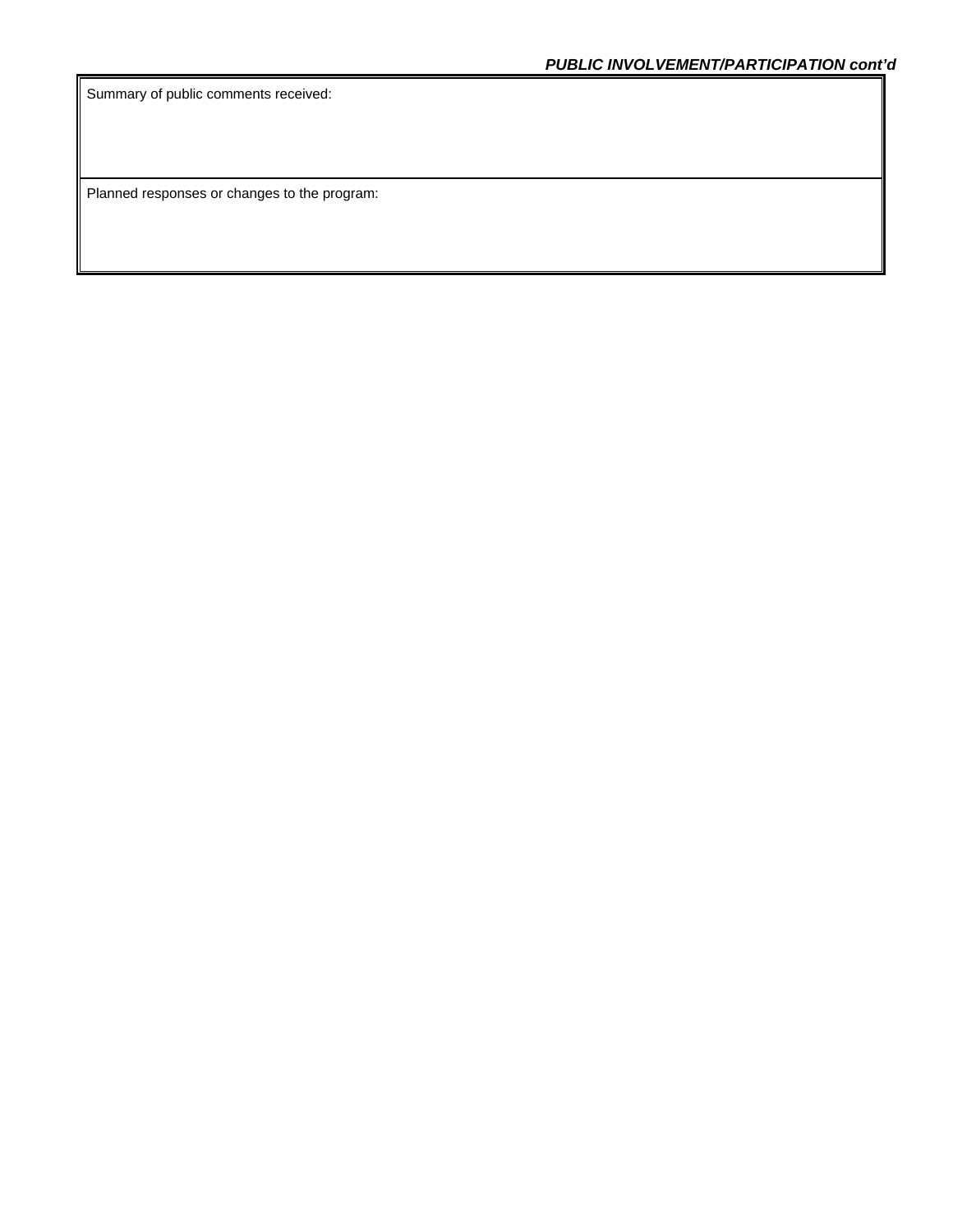***PUBLIC INVOLVEMENT/PARTICIPATION cont'd***

| Summary of public comments received: |
|---|
| Planned responses or changes to the program: |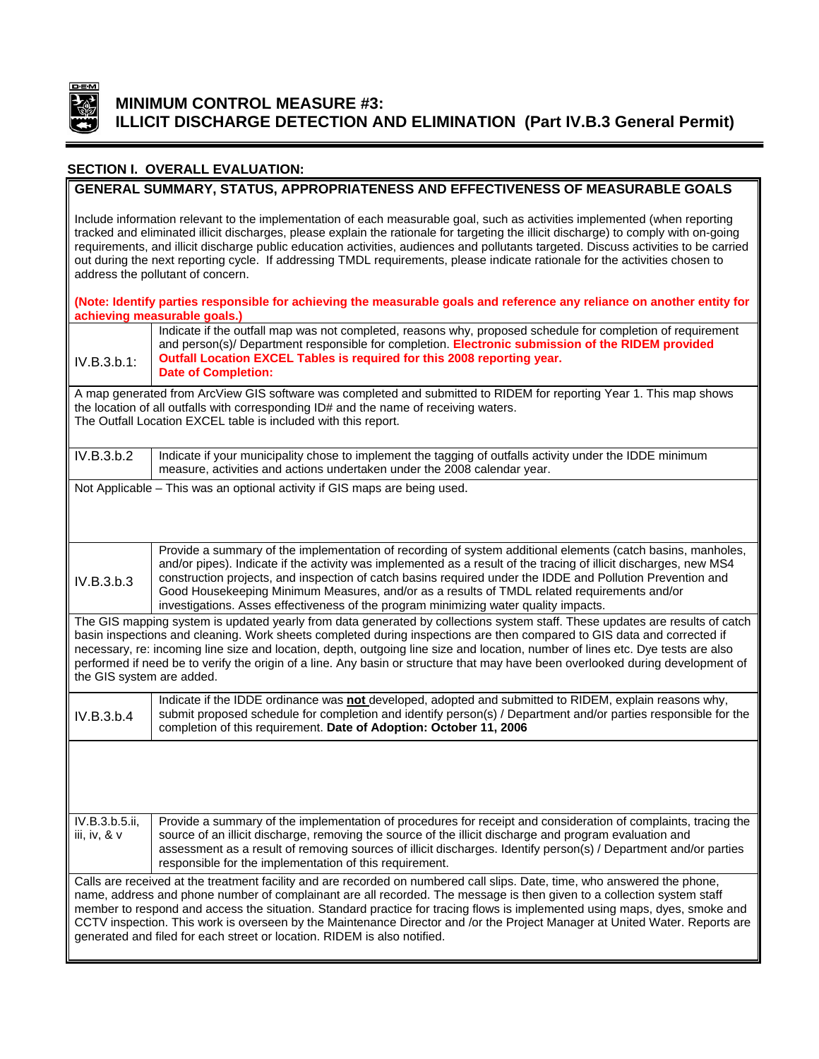# MINIMUM CONTROL MEASURE #3: ILLICIT DISCHARGE DETECTION AND ELIMINATION (Part IV.B.3 General Permit)

## SECTION I. OVERALL EVALUATION:

**GENERAL SUMMARY, STATUS, APPROPRIATENESS AND EFFECTIVENESS OF MEASURABLE GOALS**

Include information relevant to the implementation of each measurable goal, such as activities implemented (when reporting tracked and eliminated illicit discharges, please explain the rationale for targeting the illicit discharge) to comply with on-going requirements, and illicit discharge public education activities, audiences and pollutants targeted. Discuss activities to be carried out during the next reporting cycle. If addressing TMDL requirements, please indicate rationale for the activities chosen to address the pollutant of concern.

**(Note: Identify parties responsible for achieving the measurable goals and reference any reliance on another entity for achieving measurable goals.)**

| IV.B.3.b.1: | Indicate if the outfall map was not completed, reasons why, proposed schedule for completion of requirement and person(s)/ Department responsible for completion. **Electronic submission of the RIDEM provided Outfall Location EXCEL Tables is required for this 2008 reporting year.** **Date of Completion:** |
|---|---|

A map generated from ArcView GIS software was completed and submitted to RIDEM for reporting Year 1. This map shows the location of all outfalls with corresponding ID# and the name of receiving waters.
The Outfall Location EXCEL table is included with this report.

| IV.B.3.b.2 | Indicate if your municipality chose to implement the tagging of outfalls activity under the IDDE minimum measure, activities and actions undertaken under the 2008 calendar year. |
|---|---|

Not Applicable – This was an optional activity if GIS maps are being used.

| IV.B.3.b.3 | Provide a summary of the implementation of recording of system additional elements (catch basins, manholes, and/or pipes). Indicate if the activity was implemented as a result of the tracing of illicit discharges, new MS4 construction projects, and inspection of catch basins required under the IDDE and Pollution Prevention and Good Housekeeping Minimum Measures, and/or as a results of TMDL related requirements and/or investigations. Asses effectiveness of the program minimizing water quality impacts. |
|---|---|

The GIS mapping system is updated yearly from data generated by collections system staff. These updates are results of catch basin inspections and cleaning. Work sheets completed during inspections are then compared to GIS data and corrected if necessary, re: incoming line size and location, depth, outgoing line size and location, number of lines etc. Dye tests are also performed if need be to verify the origin of a line. Any basin or structure that may have been overlooked during development of the GIS system are added.

| IV.B.3.b.4 | Indicate if the IDDE ordinance was **not** developed, adopted and submitted to RIDEM, explain reasons why, submit proposed schedule for completion and identify person(s) / Department and/or parties responsible for the completion of this requirement. **Date of Adoption: October 11, 2006** |
|---|---|

| IV.B.3.b.5.ii, iii, iv, & v | Provide a summary of the implementation of procedures for receipt and consideration of complaints, tracing the source of an illicit discharge, removing the source of the illicit discharge and program evaluation and assessment as a result of removing sources of illicit discharges. Identify person(s) / Department and/or parties responsible for the implementation of this requirement. |
|---|---|

Calls are received at the treatment facility and are recorded on numbered call slips. Date, time, who answered the phone, name, address and phone number of complainant are all recorded. The message is then given to a collection system staff member to respond and access the situation. Standard practice for tracing flows is implemented using maps, dyes, smoke and CCTV inspection. This work is overseen by the Maintenance Director and /or the Project Manager at United Water. Reports are generated and filed for each street or location. RIDEM is also notified.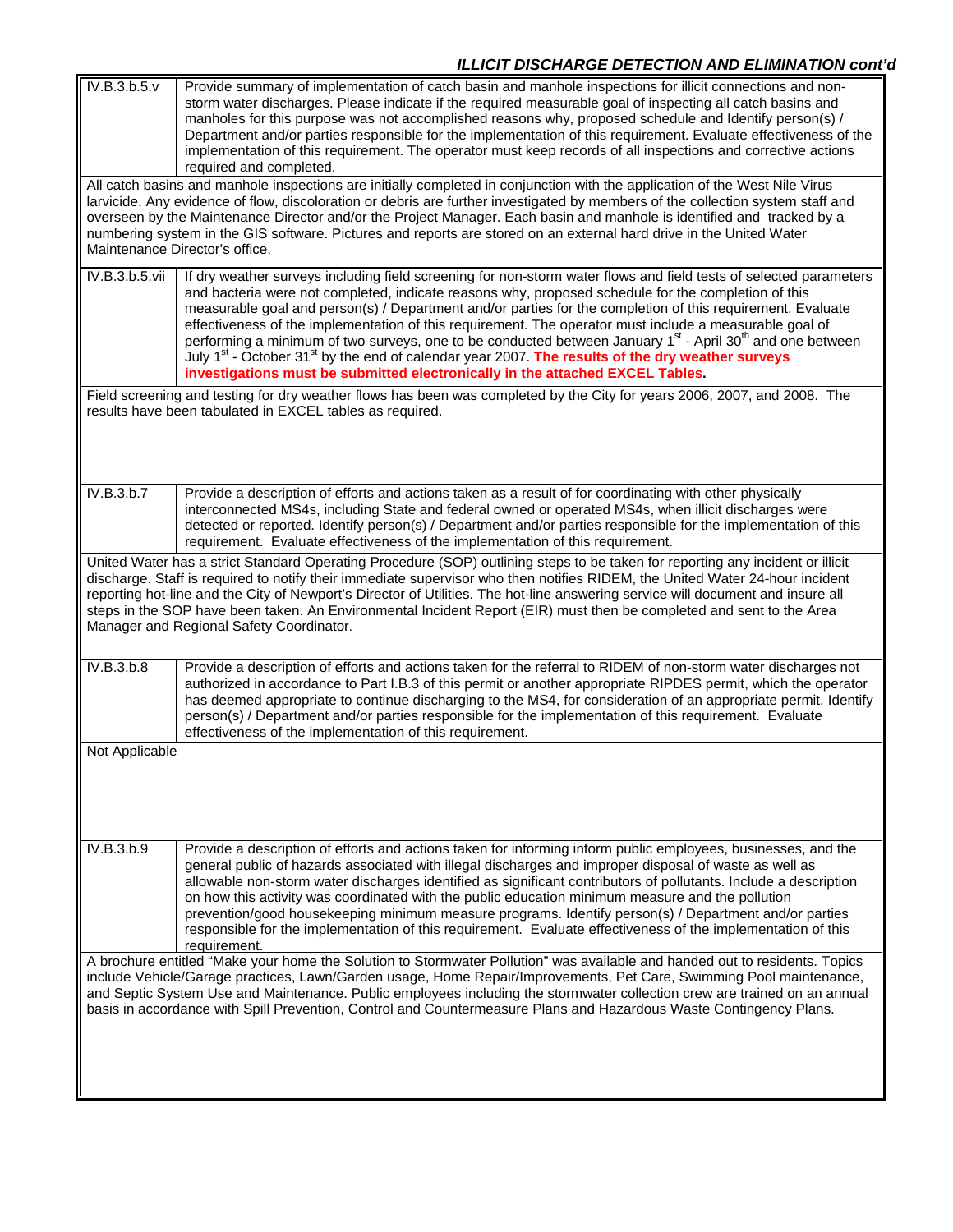## ILLICIT DISCHARGE DETECTION AND ELIMINATION cont'd

| IV.B.3.b.5.v | Provide summary of implementation of catch basin and manhole inspections for illicit connections and non-storm water discharges. Please indicate if the required measurable goal of inspecting all catch basins and manholes for this purpose was not accomplished reasons why, proposed schedule and Identify person(s) / Department and/or parties responsible for the implementation of this requirement. Evaluate effectiveness of the implementation of this requirement. The operator must keep records of all inspections and corrective actions required and completed. |
|---|---|

All catch basins and manhole inspections are initially completed in conjunction with the application of the West Nile Virus larvicide. Any evidence of flow, discoloration or debris are further investigated by members of the collection system staff and overseen by the Maintenance Director and/or the Project Manager. Each basin and manhole is identified and tracked by a numbering system in the GIS software. Pictures and reports are stored on an external hard drive in the United Water Maintenance Director's office.

| IV.B.3.b.5.vii | If dry weather surveys including field screening for non-storm water flows and field tests of selected parameters and bacteria were not completed, indicate reasons why, proposed schedule for the completion of this measurable goal and person(s) / Department and/or parties for the completion of this requirement. Evaluate effectiveness of the implementation of this requirement. The operator must include a measurable goal of performing a minimum of two surveys, one to be conducted between January 1st - April 30th and one between July 1st - October 31st by the end of calendar year 2007. **The results of the dry weather surveys investigations must be submitted electronically in the attached EXCEL Tables.** |
|---|---|

Field screening and testing for dry weather flows has been was completed by the City for years 2006, 2007, and 2008. The results have been tabulated in EXCEL tables as required.

| IV.B.3.b.7 | Provide a description of efforts and actions taken as a result of for coordinating with other physically interconnected MS4s, including State and federal owned or operated MS4s, when illicit discharges were detected or reported. Identify person(s) / Department and/or parties responsible for the implementation of this requirement. Evaluate effectiveness of the implementation of this requirement. |
|---|---|

United Water has a strict Standard Operating Procedure (SOP) outlining steps to be taken for reporting any incident or illicit discharge. Staff is required to notify their immediate supervisor who then notifies RIDEM, the United Water 24-hour incident reporting hot-line and the City of Newport's Director of Utilities. The hot-line answering service will document and insure all steps in the SOP have been taken. An Environmental Incident Report (EIR) must then be completed and sent to the Area Manager and Regional Safety Coordinator.

| IV.B.3.b.8 | Provide a description of efforts and actions taken for the referral to RIDEM of non-storm water discharges not authorized in accordance to Part I.B.3 of this permit or another appropriate RIPDES permit, which the operator has deemed appropriate to continue discharging to the MS4, for consideration of an appropriate permit. Identify person(s) / Department and/or parties responsible for the implementation of this requirement. Evaluate effectiveness of the implementation of this requirement. |
|---|---|

Not Applicable

| IV.B.3.b.9 | Provide a description of efforts and actions taken for informing inform public employees, businesses, and the general public of hazards associated with illegal discharges and improper disposal of waste as well as allowable non-storm water discharges identified as significant contributors of pollutants. Include a description on how this activity was coordinated with the public education minimum measure and the pollution prevention/good housekeeping minimum measure programs. Identify person(s) / Department and/or parties responsible for the implementation of this requirement. Evaluate effectiveness of the implementation of this requirement. |
|---|---|

A brochure entitled "Make your home the Solution to Stormwater Pollution" was available and handed out to residents. Topics include Vehicle/Garage practices, Lawn/Garden usage, Home Repair/Improvements, Pet Care, Swimming Pool maintenance, and Septic System Use and Maintenance. Public employees including the stormwater collection crew are trained on an annual basis in accordance with Spill Prevention, Control and Countermeasure Plans and Hazardous Waste Contingency Plans.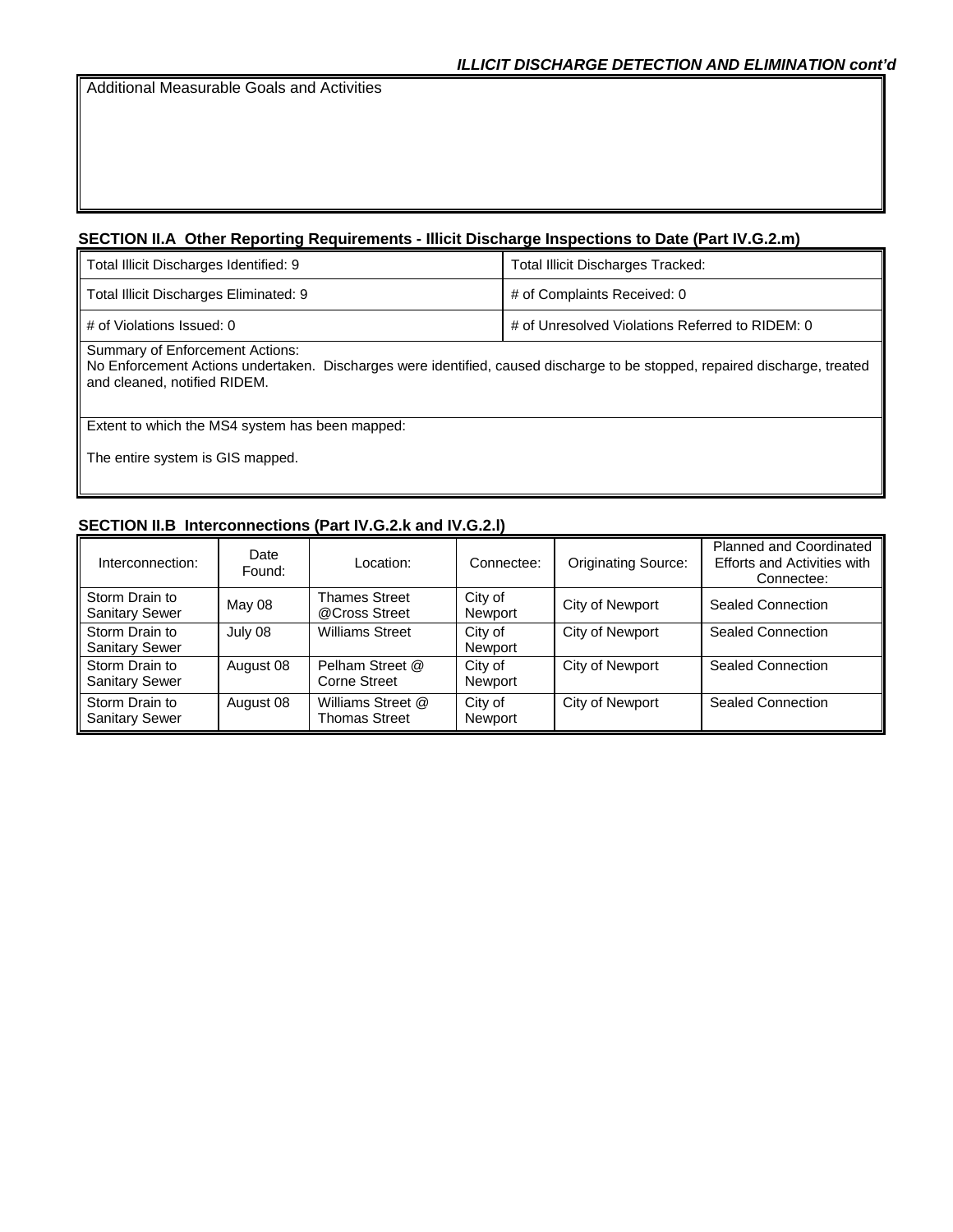***ILLICIT DISCHARGE DETECTION AND ELIMINATION cont'd***

Additional Measurable Goals and Activities

## SECTION II.A Other Reporting Requirements - Illicit Discharge Inspections to Date (Part IV.G.2.m)

| | |
|---|---|
| Total Illicit Discharges Identified: 9 | Total Illicit Discharges Tracked: |
| Total Illicit Discharges Eliminated: 9 | # of Complaints Received: 0 |
| # of Violations Issued: 0 | # of Unresolved Violations Referred to RIDEM: 0 |

Summary of Enforcement Actions:
No Enforcement Actions undertaken. Discharges were identified, caused discharge to be stopped, repaired discharge, treated and cleaned, notified RIDEM.

Extent to which the MS4 system has been mapped:

The entire system is GIS mapped.

## SECTION II.B Interconnections (Part IV.G.2.k and IV.G.2.l)

| Interconnection: | Date Found: | Location: | Connectee: | Originating Source: | Planned and Coordinated Efforts and Activities with Connectee: |
|---|---|---|---|---|---|
| Storm Drain to Sanitary Sewer | May 08 | Thames Street @Cross Street | City of Newport | City of Newport | Sealed Connection |
| Storm Drain to Sanitary Sewer | July 08 | Williams Street | City of Newport | City of Newport | Sealed Connection |
| Storm Drain to Sanitary Sewer | August 08 | Pelham Street @ Corne Street | City of Newport | City of Newport | Sealed Connection |
| Storm Drain to Sanitary Sewer | August 08 | Williams Street @ Thomas Street | City of Newport | City of Newport | Sealed Connection |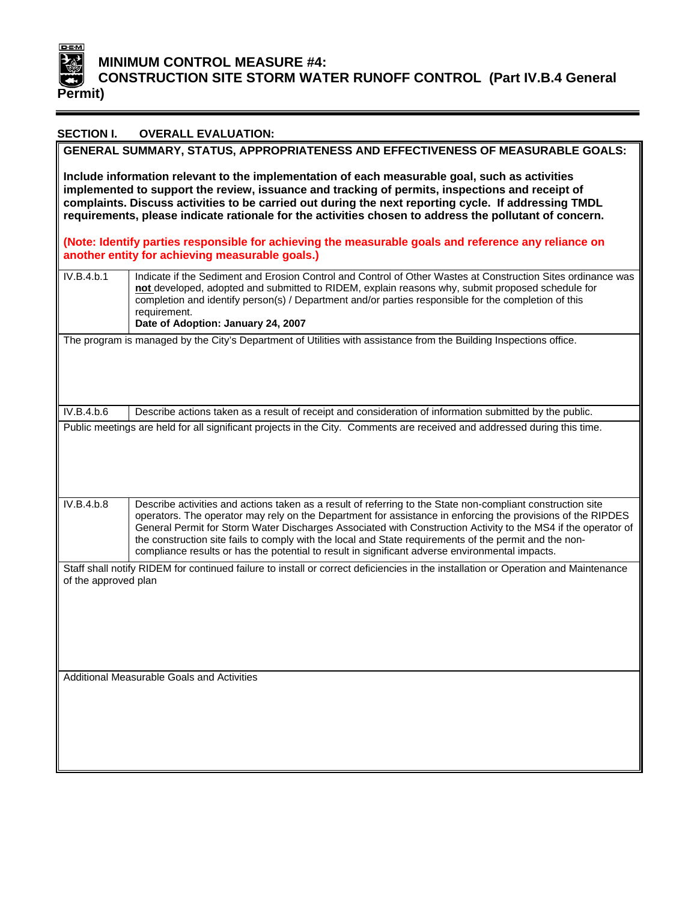# MINIMUM CONTROL MEASURE #4: CONSTRUCTION SITE STORM WATER RUNOFF CONTROL (Part IV.B.4 General Permit)

## SECTION I. OVERALL EVALUATION:

**GENERAL SUMMARY, STATUS, APPROPRIATENESS AND EFFECTIVENESS OF MEASURABLE GOALS:**

**Include information relevant to the implementation of each measurable goal, such as activities implemented to support the review, issuance and tracking of permits, inspections and receipt of complaints. Discuss activities to be carried out during the next reporting cycle. If addressing TMDL requirements, please indicate rationale for the activities chosen to address the pollutant of concern.**

**(Note: Identify parties responsible for achieving the measurable goals and reference any reliance on another entity for achieving measurable goals.)**

| IV.B.4.b.1 | Indicate if the Sediment and Erosion Control and Control of Other Wastes at Construction Sites ordinance was **not** developed, adopted and submitted to RIDEM, explain reasons why, submit proposed schedule for completion and identify person(s) / Department and/or parties responsible for the completion of this requirement.<br>**Date of Adoption: January 24, 2007** |
|---|---|

The program is managed by the City's Department of Utilities with assistance from the Building Inspections office.

| IV.B.4.b.6 | Describe actions taken as a result of receipt and consideration of information submitted by the public. |
|---|---|

Public meetings are held for all significant projects in the City. Comments are received and addressed during this time.

| IV.B.4.b.8 | Describe activities and actions taken as a result of referring to the State non-compliant construction site operators. The operator may rely on the Department for assistance in enforcing the provisions of the RIPDES General Permit for Storm Water Discharges Associated with Construction Activity to the MS4 if the operator of the construction site fails to comply with the local and State requirements of the permit and the non-compliance results or has the potential to result in significant adverse environmental impacts. |
|---|---|

Staff shall notify RIDEM for continued failure to install or correct deficiencies in the installation or Operation and Maintenance of the approved plan

Additional Measurable Goals and Activities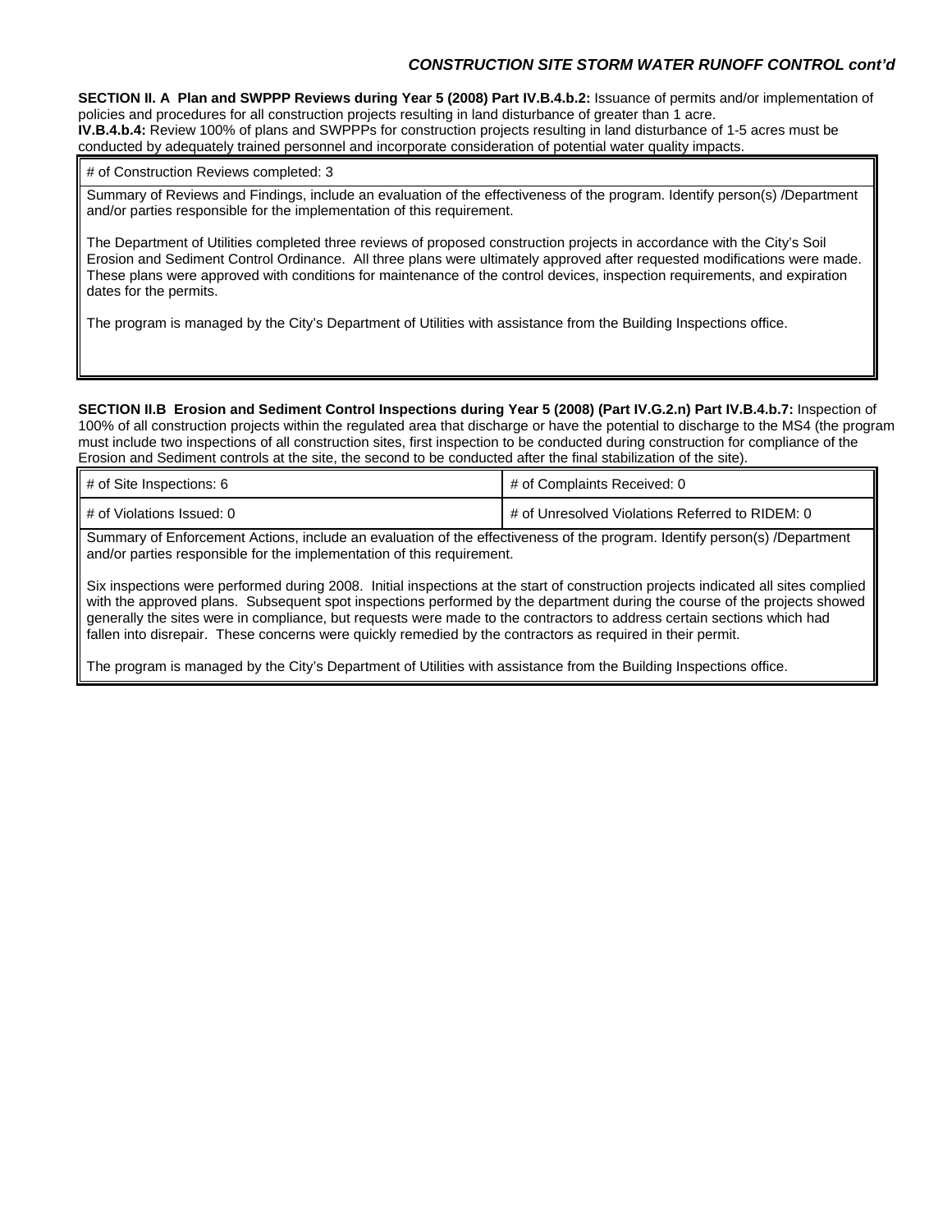*CONSTRUCTION SITE STORM WATER RUNOFF CONTROL cont'd*

**SECTION II. A Plan and SWPPP Reviews during Year 5 (2008) Part IV.B.4.b.2:** Issuance of permits and/or implementation of policies and procedures for all construction projects resulting in land disturbance of greater than 1 acre.
**IV.B.4.b.4:** Review 100% of plans and SWPPPs for construction projects resulting in land disturbance of 1-5 acres must be conducted by adequately trained personnel and incorporate consideration of potential water quality impacts.

| # of Construction Reviews completed: 3 |
|---|
| Summary of Reviews and Findings, include an evaluation of the effectiveness of the program. Identify person(s) /Department and/or parties responsible for the implementation of this requirement.<br><br>The Department of Utilities completed three reviews of proposed construction projects in accordance with the City's Soil Erosion and Sediment Control Ordinance. All three plans were ultimately approved after requested modifications were made. These plans were approved with conditions for maintenance of the control devices, inspection requirements, and expiration dates for the permits.<br><br>The program is managed by the City's Department of Utilities with assistance from the Building Inspections office. |

**SECTION II.B Erosion and Sediment Control Inspections during Year 5 (2008) (Part IV.G.2.n) Part IV.B.4.b.7:** Inspection of 100% of all construction projects within the regulated area that discharge or have the potential to discharge to the MS4 (the program must include two inspections of all construction sites, first inspection to be conducted during construction for compliance of the Erosion and Sediment controls at the site, the second to be conducted after the final stabilization of the site).

| # of Site Inspections: 6 | # of Complaints Received: 0 |
|---|---|
| # of Violations Issued: 0 | # of Unresolved Violations Referred to RIDEM: 0 |
| Summary of Enforcement Actions, include an evaluation of the effectiveness of the program. Identify person(s) /Department and/or parties responsible for the implementation of this requirement.<br><br>Six inspections were performed during 2008. Initial inspections at the start of construction projects indicated all sites complied with the approved plans. Subsequent spot inspections performed by the department during the course of the projects showed generally the sites were in compliance, but requests were made to the contractors to address certain sections which had fallen into disrepair. These concerns were quickly remedied by the contractors as required in their permit.<br><br>The program is managed by the City's Department of Utilities with assistance from the Building Inspections office. | |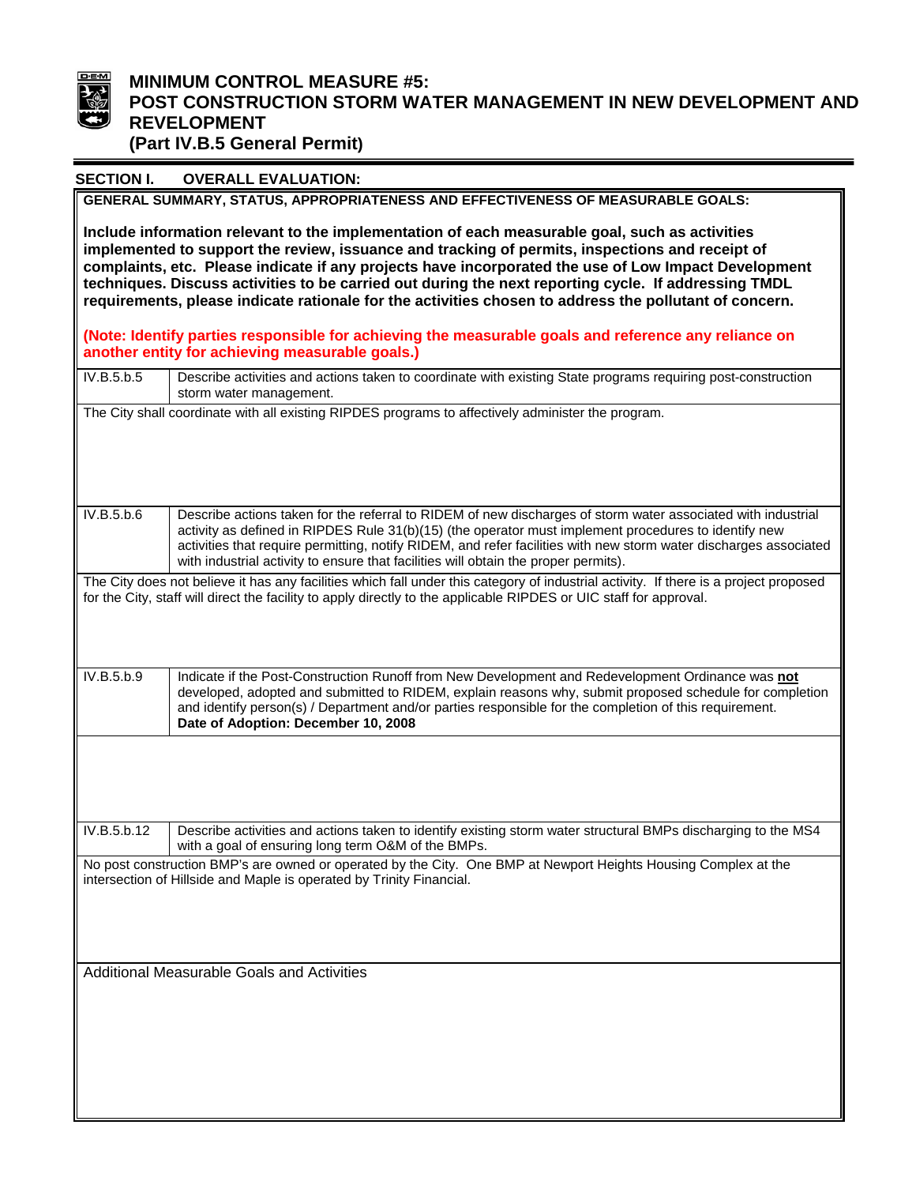# MINIMUM CONTROL MEASURE #5:
# POST CONSTRUCTION STORM WATER MANAGEMENT IN NEW DEVELOPMENT AND REVELOPMENT
**(Part IV.B.5 General Permit)**

## SECTION I. OVERALL EVALUATION:

**GENERAL SUMMARY, STATUS, APPROPRIATENESS AND EFFECTIVENESS OF MEASURABLE GOALS:**

**Include information relevant to the implementation of each measurable goal, such as activities implemented to support the review, issuance and tracking of permits, inspections and receipt of complaints, etc. Please indicate if any projects have incorporated the use of Low Impact Development techniques. Discuss activities to be carried out during the next reporting cycle. If addressing TMDL requirements, please indicate rationale for the activities chosen to address the pollutant of concern.**

**(Note: Identify parties responsible for achieving the measurable goals and reference any reliance on another entity for achieving measurable goals.)**

| IV.B.5.b.5 | Describe activities and actions taken to coordinate with existing State programs requiring post-construction storm water management. |
|---|---|

The City shall coordinate with all existing RIPDES programs to affectively administer the program.

| IV.B.5.b.6 | Describe actions taken for the referral to RIDEM of new discharges of storm water associated with industrial activity as defined in RIPDES Rule 31(b)(15) (the operator must implement procedures to identify new activities that require permitting, notify RIDEM, and refer facilities with new storm water discharges associated with industrial activity to ensure that facilities will obtain the proper permits). |
|---|---|

The City does not believe it has any facilities which fall under this category of industrial activity. If there is a project proposed for the City, staff will direct the facility to apply directly to the applicable RIPDES or UIC staff for approval.

| IV.B.5.b.9 | Indicate if the Post-Construction Runoff from New Development and Redevelopment Ordinance was **not** developed, adopted and submitted to RIDEM, explain reasons why, submit proposed schedule for completion and identify person(s) / Department and/or parties responsible for the completion of this requirement. **Date of Adoption: December 10, 2008** |
|---|---|

| IV.B.5.b.12 | Describe activities and actions taken to identify existing storm water structural BMPs discharging to the MS4 with a goal of ensuring long term O&M of the BMPs. |
|---|---|

No post construction BMP's are owned or operated by the City. One BMP at Newport Heights Housing Complex at the intersection of Hillside and Maple is operated by Trinity Financial.

Additional Measurable Goals and Activities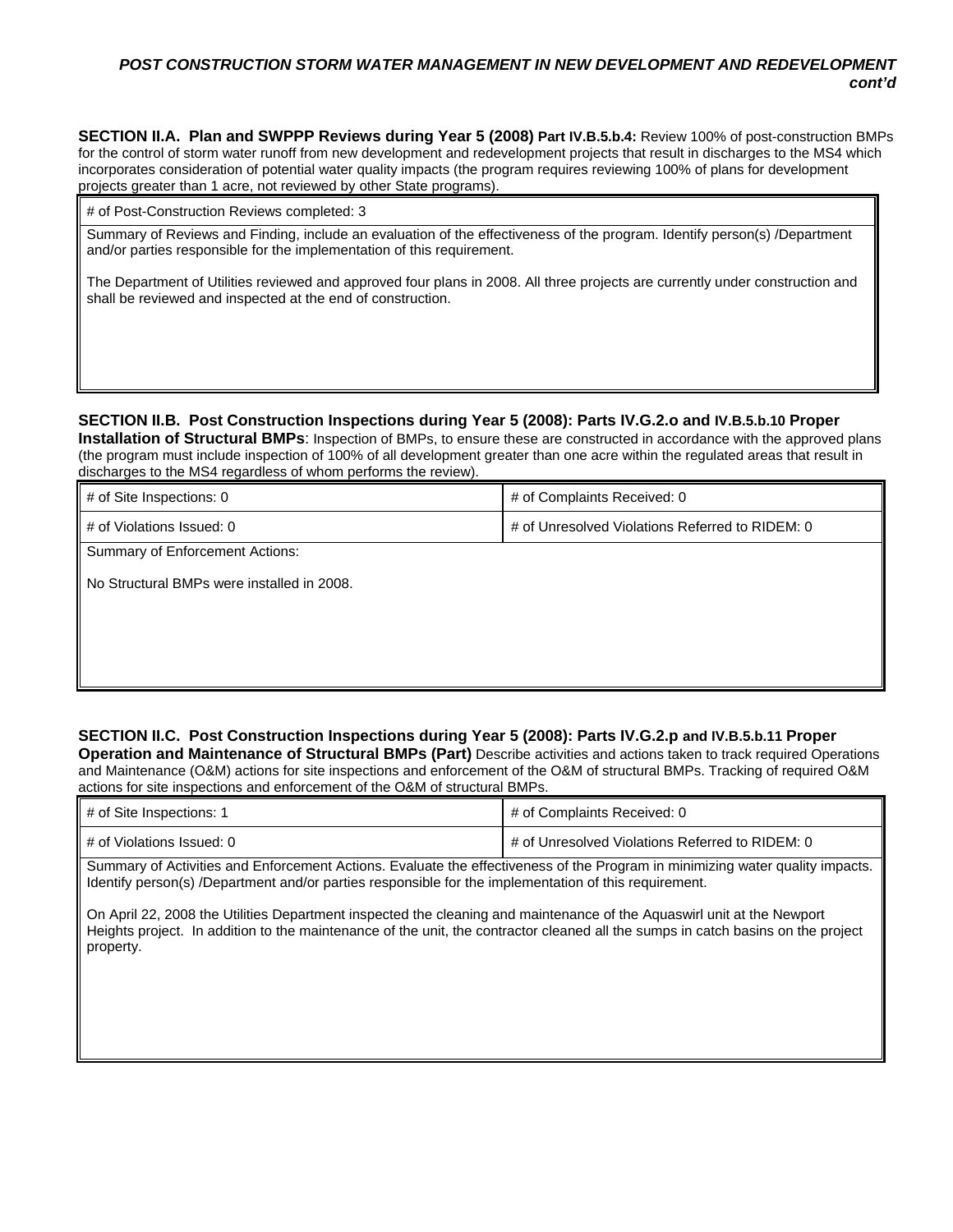***POST CONSTRUCTION STORM WATER MANAGEMENT IN NEW DEVELOPMENT AND REDEVELOPMENT cont'd***

**SECTION II.A. Plan and SWPPP Reviews during Year 5 (2008) Part IV.B.5.b.4:** Review 100% of post-construction BMPs for the control of storm water runoff from new development and redevelopment projects that result in discharges to the MS4 which incorporates consideration of potential water quality impacts (the program requires reviewing 100% of plans for development projects greater than 1 acre, not reviewed by other State programs).

| # of Post-Construction Reviews completed: 3 |
|---|
| Summary of Reviews and Finding, include an evaluation of the effectiveness of the program. Identify person(s) /Department and/or parties responsible for the implementation of this requirement.<br><br>The Department of Utilities reviewed and approved four plans in 2008. All three projects are currently under construction and shall be reviewed and inspected at the end of construction. |

**SECTION II.B. Post Construction Inspections during Year 5 (2008): Parts IV.G.2.o and IV.B.5.b.10 Proper Installation of Structural BMPs**: Inspection of BMPs, to ensure these are constructed in accordance with the approved plans (the program must include inspection of 100% of all development greater than one acre within the regulated areas that result in discharges to the MS4 regardless of whom performs the review).

| # of Site Inspections: 0 | # of Complaints Received: 0 |
|---|---|
| # of Violations Issued: 0 | # of Unresolved Violations Referred to RIDEM: 0 |
| Summary of Enforcement Actions:<br><br>No Structural BMPs were installed in 2008. | |

**SECTION II.C. Post Construction Inspections during Year 5 (2008): Parts IV.G.2.p and IV.B.5.b.11 Proper Operation and Maintenance of Structural BMPs (Part)** Describe activities and actions taken to track required Operations and Maintenance (O&M) actions for site inspections and enforcement of the O&M of structural BMPs. Tracking of required O&M actions for site inspections and enforcement of the O&M of structural BMPs.

| # of Site Inspections: 1 | # of Complaints Received: 0 |
|---|---|
| # of Violations Issued: 0 | # of Unresolved Violations Referred to RIDEM: 0 |
| Summary of Activities and Enforcement Actions. Evaluate the effectiveness of the Program in minimizing water quality impacts. Identify person(s) /Department and/or parties responsible for the implementation of this requirement.<br><br>On April 22, 2008 the Utilities Department inspected the cleaning and maintenance of the Aquaswirl unit at the Newport Heights project. In addition to the maintenance of the unit, the contractor cleaned all the sumps in catch basins on the project property. | |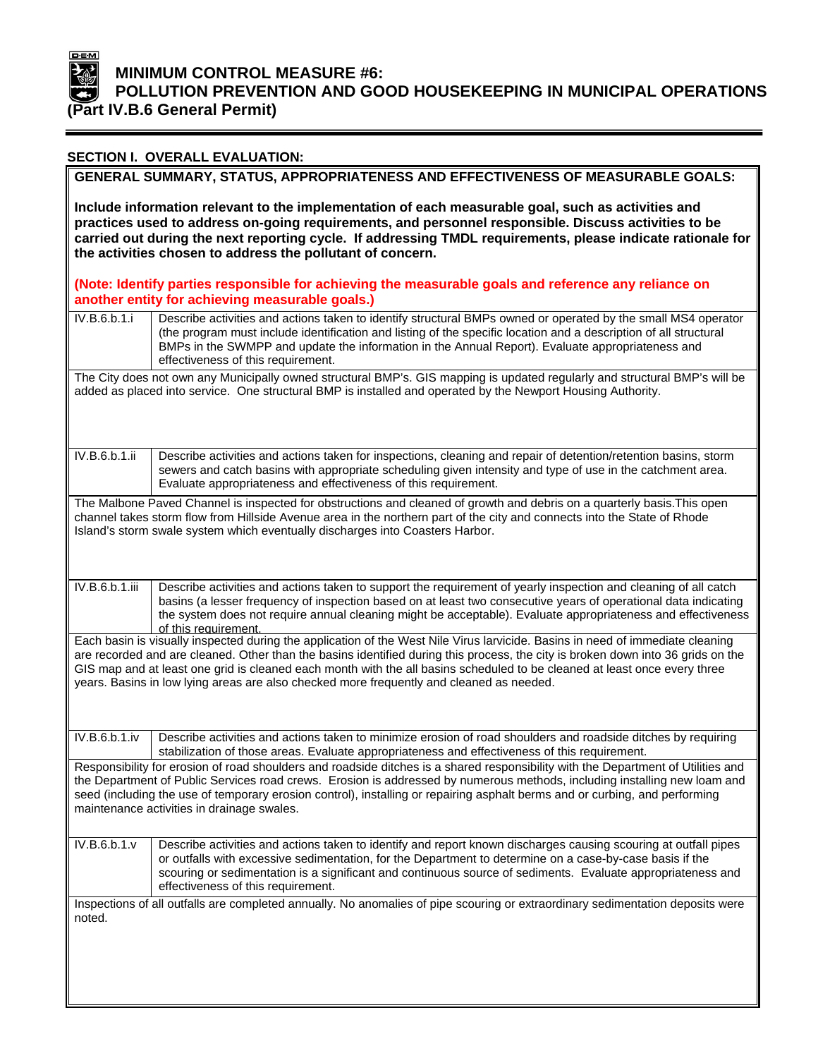# MINIMUM CONTROL MEASURE #6:
# POLLUTION PREVENTION AND GOOD HOUSEKEEPING IN MUNICIPAL OPERATIONS
## (Part IV.B.6 General Permit)

### SECTION I. OVERALL EVALUATION:

**GENERAL SUMMARY, STATUS, APPROPRIATENESS AND EFFECTIVENESS OF MEASURABLE GOALS:**

**Include information relevant to the implementation of each measurable goal, such as activities and practices used to address on-going requirements, and personnel responsible. Discuss activities to be carried out during the next reporting cycle. If addressing TMDL requirements, please indicate rationale for the activities chosen to address the pollutant of concern.**

**(Note: Identify parties responsible for achieving the measurable goals and reference any reliance on another entity for achieving measurable goals.)**

| | |
|---|---|
| IV.B.6.b.1.i | Describe activities and actions taken to identify structural BMPs owned or operated by the small MS4 operator (the program must include identification and listing of the specific location and a description of all structural BMPs in the SWMPP and update the information in the Annual Report). Evaluate appropriateness and effectiveness of this requirement. |

The City does not own any Municipally owned structural BMP's. GIS mapping is updated regularly and structural BMP's will be added as placed into service. One structural BMP is installed and operated by the Newport Housing Authority.

| | |
|---|---|
| IV.B.6.b.1.ii | Describe activities and actions taken for inspections, cleaning and repair of detention/retention basins, storm sewers and catch basins with appropriate scheduling given intensity and type of use in the catchment area. Evaluate appropriateness and effectiveness of this requirement. |

The Malbone Paved Channel is inspected for obstructions and cleaned of growth and debris on a quarterly basis.This open channel takes storm flow from Hillside Avenue area in the northern part of the city and connects into the State of Rhode Island's storm swale system which eventually discharges into Coasters Harbor.

| | |
|---|---|
| IV.B.6.b.1.iii | Describe activities and actions taken to support the requirement of yearly inspection and cleaning of all catch basins (a lesser frequency of inspection based on at least two consecutive years of operational data indicating the system does not require annual cleaning might be acceptable). Evaluate appropriateness and effectiveness of this requirement. |

Each basin is visually inspected during the application of the West Nile Virus larvicide. Basins in need of immediate cleaning are recorded and are cleaned. Other than the basins identified during this process, the city is broken down into 36 grids on the GIS map and at least one grid is cleaned each month with the all basins scheduled to be cleaned at least once every three years. Basins in low lying areas are also checked more frequently and cleaned as needed.

| | |
|---|---|
| IV.B.6.b.1.iv | Describe activities and actions taken to minimize erosion of road shoulders and roadside ditches by requiring stabilization of those areas. Evaluate appropriateness and effectiveness of this requirement. |

Responsibility for erosion of road shoulders and roadside ditches is a shared responsibility with the Department of Utilities and the Department of Public Services road crews. Erosion is addressed by numerous methods, including installing new loam and seed (including the use of temporary erosion control), installing or repairing asphalt berms and or curbing, and performing maintenance activities in drainage swales.

| | |
|---|---|
| IV.B.6.b.1.v | Describe activities and actions taken to identify and report known discharges causing scouring at outfall pipes or outfalls with excessive sedimentation, for the Department to determine on a case-by-case basis if the scouring or sedimentation is a significant and continuous source of sediments. Evaluate appropriateness and effectiveness of this requirement. |

Inspections of all outfalls are completed annually. No anomalies of pipe scouring or extraordinary sedimentation deposits were noted.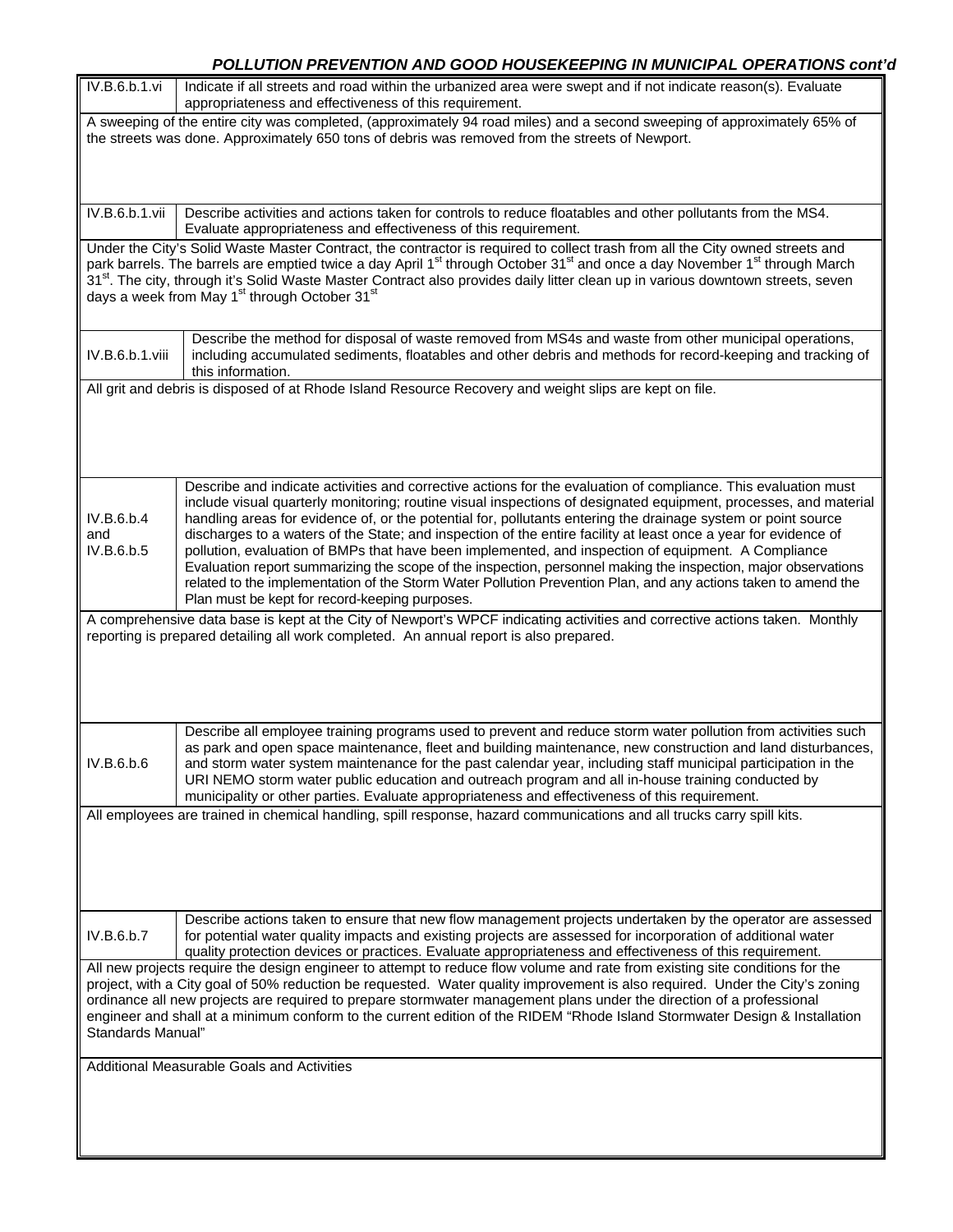***POLLUTION PREVENTION AND GOOD HOUSEKEEPING IN MUNICIPAL OPERATIONS cont'd***

| IV.B.6.b.1.vi | Indicate if all streets and road within the urbanized area were swept and if not indicate reason(s). Evaluate appropriateness and effectiveness of this requirement. |
|---|---|
| A sweeping of the entire city was completed, (approximately 94 road miles) and a second sweeping of approximately 65% of the streets was done. Approximately 650 tons of debris was removed from the streets of Newport. | |
| IV.B.6.b.1.vii | Describe activities and actions taken for controls to reduce floatables and other pollutants from the MS4. Evaluate appropriateness and effectiveness of this requirement. |
| Under the City's Solid Waste Master Contract, the contractor is required to collect trash from all the City owned streets and park barrels. The barrels are emptied twice a day April 1st through October 31st and once a day November 1st through March 31st. The city, through it's Solid Waste Master Contract also provides daily litter clean up in various downtown streets, seven days a week from May 1st through October 31st | |
| IV.B.6.b.1.viii | Describe the method for disposal of waste removed from MS4s and waste from other municipal operations, including accumulated sediments, floatables and other debris and methods for record-keeping and tracking of this information. |
| All grit and debris is disposed of at Rhode Island Resource Recovery and weight slips are kept on file. | |
| IV.B.6.b.4 and IV.B.6.b.5 | Describe and indicate activities and corrective actions for the evaluation of compliance. This evaluation must include visual quarterly monitoring; routine visual inspections of designated equipment, processes, and material handling areas for evidence of, or the potential for, pollutants entering the drainage system or point source discharges to a waters of the State; and inspection of the entire facility at least once a year for evidence of pollution, evaluation of BMPs that have been implemented, and inspection of equipment. A Compliance Evaluation report summarizing the scope of the inspection, personnel making the inspection, major observations related to the implementation of the Storm Water Pollution Prevention Plan, and any actions taken to amend the Plan must be kept for record-keeping purposes. |
| A comprehensive data base is kept at the City of Newport's WPCF indicating activities and corrective actions taken. Monthly reporting is prepared detailing all work completed. An annual report is also prepared. | |
| IV.B.6.b.6 | Describe all employee training programs used to prevent and reduce storm water pollution from activities such as park and open space maintenance, fleet and building maintenance, new construction and land disturbances, and storm water system maintenance for the past calendar year, including staff municipal participation in the URI NEMO storm water public education and outreach program and all in-house training conducted by municipality or other parties. Evaluate appropriateness and effectiveness of this requirement. |
| All employees are trained in chemical handling, spill response, hazard communications and all trucks carry spill kits. | |
| IV.B.6.b.7 | Describe actions taken to ensure that new flow management projects undertaken by the operator are assessed for potential water quality impacts and existing projects are assessed for incorporation of additional water quality protection devices or practices. Evaluate appropriateness and effectiveness of this requirement. |
| All new projects require the design engineer to attempt to reduce flow volume and rate from existing site conditions for the project, with a City goal of 50% reduction be requested. Water quality improvement is also required. Under the City's zoning ordinance all new projects are required to prepare stormwater management plans under the direction of a professional engineer and shall at a minimum conform to the current edition of the RIDEM "Rhode Island Stormwater Design & Installation Standards Manual" | |
| Additional Measurable Goals and Activities | |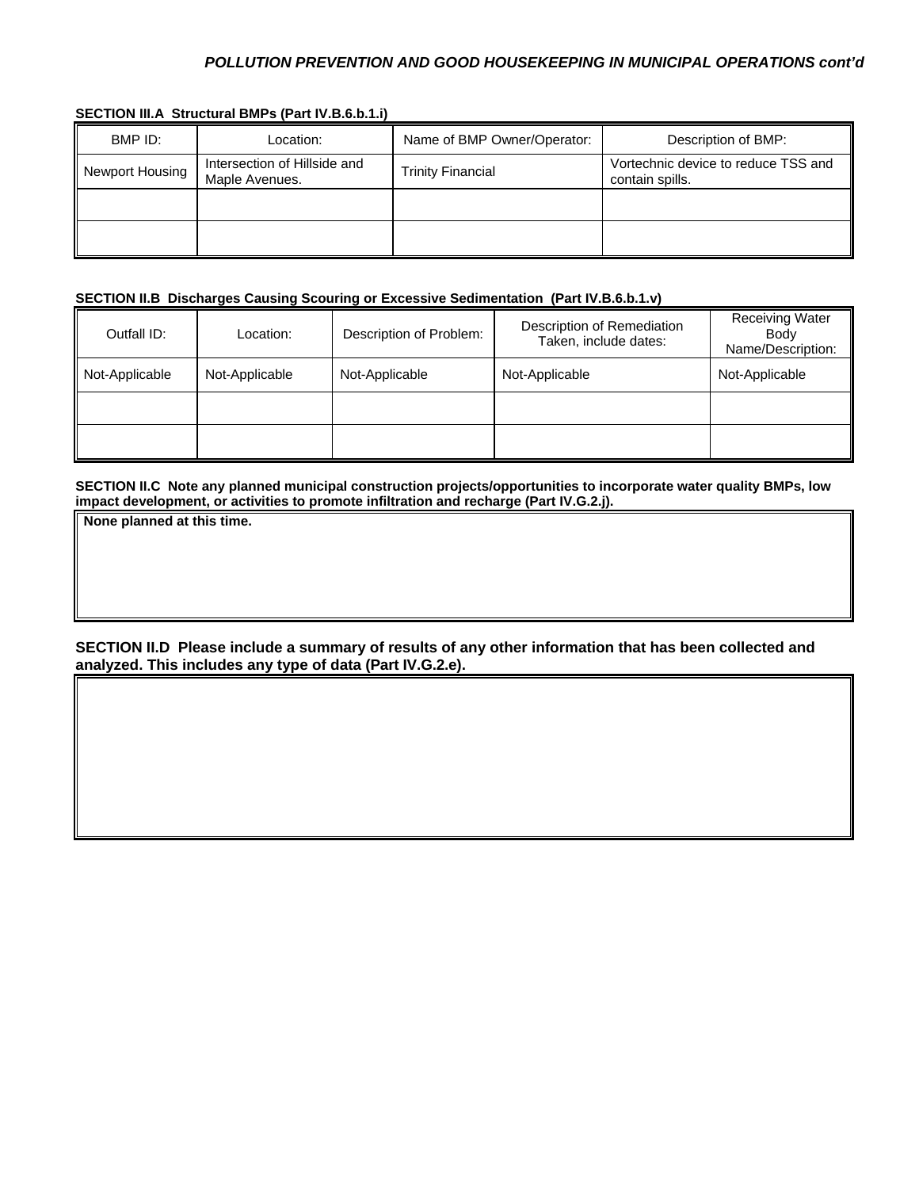*POLLUTION PREVENTION AND GOOD HOUSEKEEPING IN MUNICIPAL OPERATIONS cont'd*

**SECTION III.A Structural BMPs (Part IV.B.6.b.1.i)**

| BMP ID: | Location: | Name of BMP Owner/Operator: | Description of BMP: |
|---|---|---|---|
| Newport Housing | Intersection of Hillside and Maple Avenues. | Trinity Financial | Vortechnic device to reduce TSS and contain spills. |
| | | | |
| | | | |

**SECTION II.B Discharges Causing Scouring or Excessive Sedimentation (Part IV.B.6.b.1.v)**

| Outfall ID: | Location: | Description of Problem: | Description of Remediation Taken, include dates: | Receiving Water Body Name/Description: |
|---|---|---|---|---|
| Not-Applicable | Not-Applicable | Not-Applicable | Not-Applicable | Not-Applicable |
| | | | | |
| | | | | |

**SECTION II.C Note any planned municipal construction projects/opportunities to incorporate water quality BMPs, low impact development, or activities to promote infiltration and recharge (Part IV.G.2.j).**

**None planned at this time.**

**SECTION II.D Please include a summary of results of any other information that has been collected and analyzed. This includes any type of data (Part IV.G.2.e).**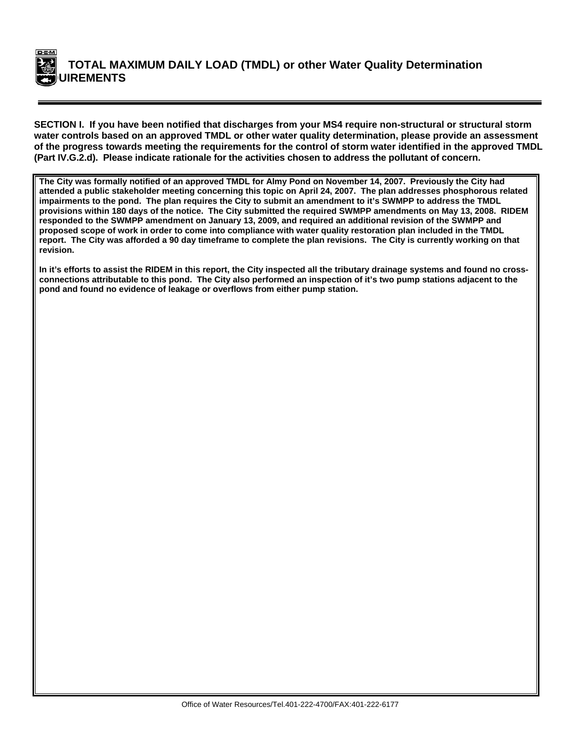# TOTAL MAXIMUM DAILY LOAD (TMDL) or other Water Quality Determination UIREMENTS

**SECTION I. If you have been notified that discharges from your MS4 require non-structural or structural storm water controls based on an approved TMDL or other water quality determination, please provide an assessment of the progress towards meeting the requirements for the control of storm water identified in the approved TMDL (Part IV.G.2.d). Please indicate rationale for the activities chosen to address the pollutant of concern.**

**The City was formally notified of an approved TMDL for Almy Pond on November 14, 2007. Previously the City had attended a public stakeholder meeting concerning this topic on April 24, 2007. The plan addresses phosphorous related impairments to the pond. The plan requires the City to submit an amendment to it's SWMPP to address the TMDL provisions within 180 days of the notice. The City submitted the required SWMPP amendments on May 13, 2008. RIDEM responded to the SWMPP amendment on January 13, 2009, and required an additional revision of the SWMPP and proposed scope of work in order to come into compliance with water quality restoration plan included in the TMDL report. The City was afforded a 90 day timeframe to complete the plan revisions. The City is currently working on that revision.**

**In it's efforts to assist the RIDEM in this report, the City inspected all the tributary drainage systems and found no cross-connections attributable to this pond. The City also performed an inspection of it's two pump stations adjacent to the pond and found no evidence of leakage or overflows from either pump station.**

Office of Water Resources/Tel.401-222-4700/FAX:401-222-6177